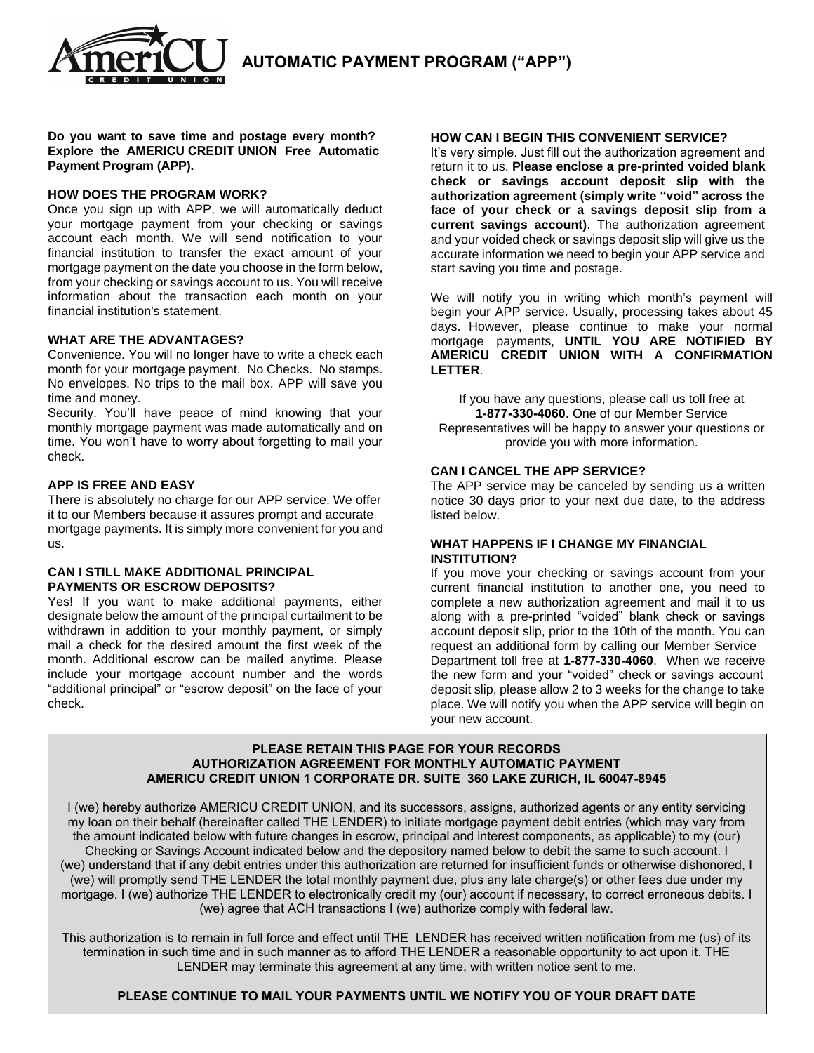# AUTOMATIC PAYMENT PROGRAM ("APP")

**Do you want to save time and postage every month? Explore the AMERICU CREDIT UNION Free Automatic Payment Program (APP).**

### HOW DOES THE PROGRAM WORK?

Once you sign up with APP, we will automatically deduct your mortgage payment from your checking or savings account each month. We will send notification to your financial institution to transfer the exact amount of your mortgage payment on the date you choose in the form below, from your checking or savings account to us. You will receive information about the transaction each month on your financial institution's statement.

### WHAT ARE THE ADVANTAGES?

Convenience. You will no longer have to write a check each month for your mortgage payment. No Checks. No stamps. No envelopes. No trips to the mail box. APP will save you time and money.

Security. You'll have peace of mind knowing that your monthly mortgage payment was made automatically and on time. You won't have to worry about forgetting to mail your check.

### APP IS FREE AND EASY

There is absolutely no charge for our APP service. We offer it to our Members because it assures prompt and accurate mortgage payments. It is simply more convenient for you and us.

### CAN I STILL MAKE ADDITIONAL PRINCIPAL PAYMENTS OR ESCROW DEPOSITS?

Yes! If you want to make additional payments, either designate below the amount of the principal curtailment to be withdrawn in addition to your monthly payment, or simply mail a check for the desired amount the first week of the month. Additional escrow can be mailed anytime. Please include your mortgage account number and the words "additional principal" or "escrow deposit" on the face of your check.

### HOW CAN I BEGIN THIS CONVENIENT SERVICE?

It's very simple. Just fill out the authorization agreement and return it to us. **Please enclose a pre-printed voided blank check or savings account deposit slip with the authorization agreement (simply write "void" across the face of your check or a savings deposit slip from a current savings account)**. The authorization agreement and your voided check or savings deposit slip will give us the accurate information we need to begin your APP service and start saving you time and postage.

We will notify you in writing which month's payment will begin your APP service. Usually, processing takes about 45 days. However, please continue to make your normal mortgage payments, **UNTIL YOU ARE NOTIFIED BY AMERICU CREDIT UNION WITH A CONFIRMATION LETTER**.

If you have any questions, please call us toll free at **1-877-330-4060**. One of our Member Service Representatives will be happy to answer your questions or provide you with more information.

### CAN I CANCEL THE APP SERVICE?

The APP service may be canceled by sending us a written notice 30 days prior to your next due date, to the address listed below.

### WHAT HAPPENS IF I CHANGE MY FINANCIAL INSTITUTION?

If you move your checking or savings account from your current financial institution to another one, you need to complete a new authorization agreement and mail it to us along with a pre-printed "voided" blank check or savings account deposit slip, prior to the 10th of the month. You can request an additional form by calling our Member Service Department toll free at **1-877-330-4060**. When we receive the new form and your "voided" check or savings account deposit slip, please allow 2 to 3 weeks for the change to take place. We will notify you when the APP service will begin on your new account.

**PLEASE RETAIN THIS PAGE FOR YOUR RECORDS**
**AUTHORIZATION AGREEMENT FOR MONTHLY AUTOMATIC PAYMENT**
**AMERICU CREDIT UNION 1 CORPORATE DR. SUITE 360 LAKE ZURICH, IL 60047-8945**

I (we) hereby authorize AMERICU CREDIT UNION, and its successors, assigns, authorized agents or any entity servicing my loan on their behalf (hereinafter called THE LENDER) to initiate mortgage payment debit entries (which may vary from the amount indicated below with future changes in escrow, principal and interest components, as applicable) to my (our) Checking or Savings Account indicated below and the depository named below to debit the same to such account. I (we) understand that if any debit entries under this authorization are returned for insufficient funds or otherwise dishonored, I (we) will promptly send THE LENDER the total monthly payment due, plus any late charge(s) or other fees due under my mortgage. I (we) authorize THE LENDER to electronically credit my (our) account if necessary, to correct erroneous debits. I (we) agree that ACH transactions I (we) authorize comply with federal law.

This authorization is to remain in full force and effect until THE LENDER has received written notification from me (us) of its termination in such time and in such manner as to afford THE LENDER a reasonable opportunity to act upon it. THE LENDER may terminate this agreement at any time, with written notice sent to me.

**PLEASE CONTINUE TO MAIL YOUR PAYMENTS UNTIL WE NOTIFY YOU OF YOUR DRAFT DATE**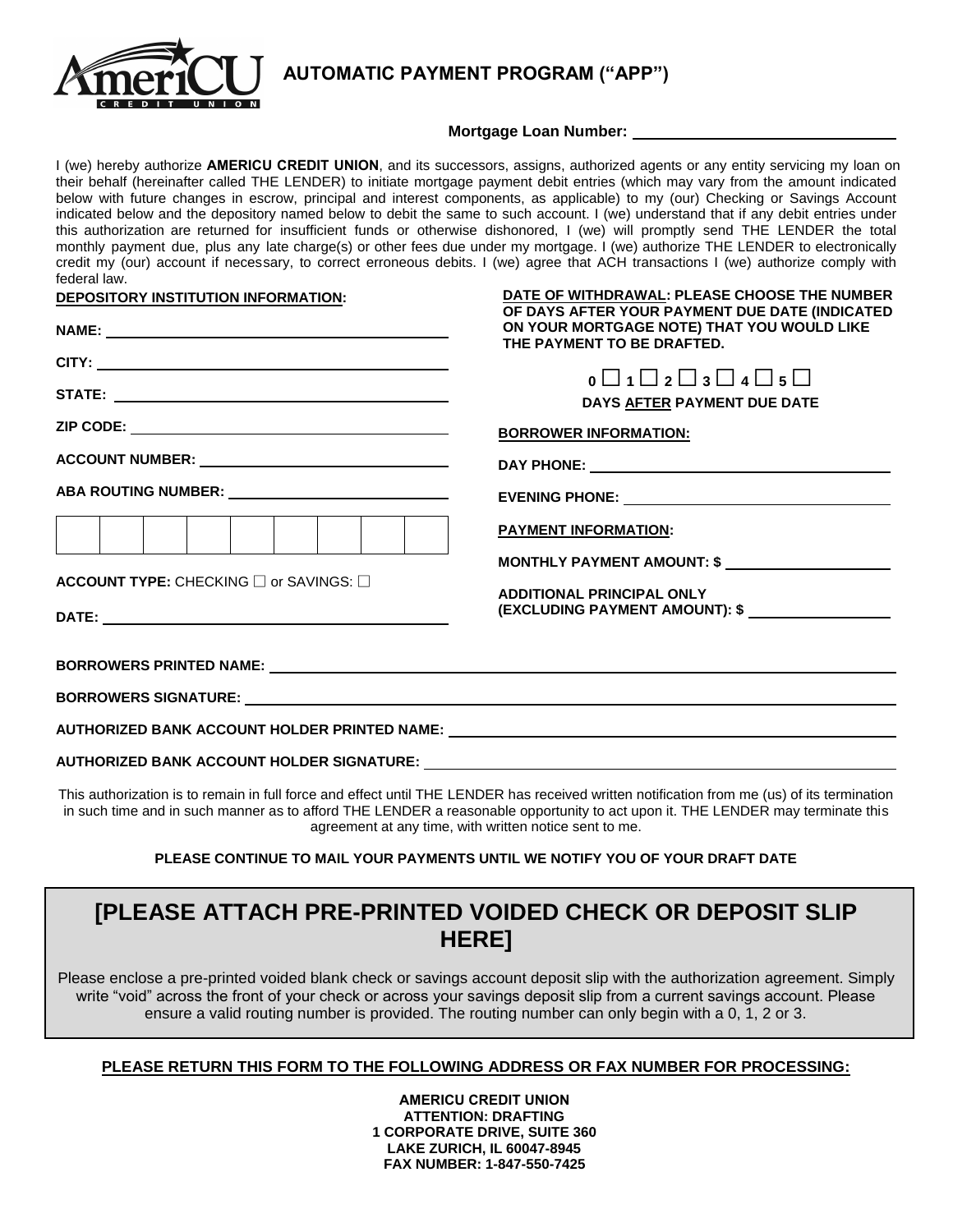# AUTOMATIC PAYMENT PROGRAM ("APP")

**Mortgage Loan Number:** \_\_\_\_\_\_\_\_\_\_\_\_\_\_\_\_\_\_\_\_\_\_\_\_\_\_\_\_\_\_

I (we) hereby authorize **AMERICU CREDIT UNION**, and its successors, assigns, authorized agents or any entity servicing my loan on their behalf (hereinafter called THE LENDER) to initiate mortgage payment debit entries (which may vary from the amount indicated below with future changes in escrow, principal and interest components, as applicable) to my (our) Checking or Savings Account indicated below and the depository named below to debit the same to such account. I (we) understand that if any debit entries under this authorization are returned for insufficient funds or otherwise dishonored, I (we) will promptly send THE LENDER the total monthly payment due, plus any late charge(s) or other fees due under my mortgage. I (we) authorize THE LENDER to electronically credit my (our) account if necessary, to correct erroneous debits. I (we) agree that ACH transactions I (we) authorize comply with federal law.

**DEPOSITORY INSTITUTION INFORMATION:**

**NAME:** \_\_\_\_\_\_\_\_\_\_\_\_\_\_\_\_\_\_\_\_\_\_\_\_\_\_\_\_\_\_

**CITY:** \_\_\_\_\_\_\_\_\_\_\_\_\_\_\_\_\_\_\_\_\_\_\_\_\_\_\_\_\_\_

**STATE:** \_\_\_\_\_\_\_\_\_\_\_\_\_\_\_\_\_\_\_\_\_\_\_\_\_\_\_\_\_\_

**ZIP CODE:** \_\_\_\_\_\_\_\_\_\_\_\_\_\_\_\_\_\_\_\_\_\_\_\_\_\_\_\_\_\_

**ACCOUNT NUMBER:** \_\_\_\_\_\_\_\_\_\_\_\_\_\_\_\_\_\_\_\_\_\_\_\_\_\_\_\_\_\_

**ABA ROUTING NUMBER:** \_\_\_\_\_\_\_\_\_\_\_\_\_\_\_\_\_\_\_\_\_\_\_\_\_\_\_\_\_\_

| | | | | | | | | |
|---|---|---|---|---|---|---|---|---|
| | | | | | | | | |

**ACCOUNT TYPE:** CHECKING ☐ or SAVINGS: ☐

**DATE:** \_\_\_\_\_\_\_\_\_\_\_\_\_\_\_\_\_\_\_\_\_\_\_\_\_\_\_\_\_\_

**DATE OF WITHDRAWAL: PLEASE CHOOSE THE NUMBER OF DAYS AFTER YOUR PAYMENT DUE DATE (INDICATED ON YOUR MORTGAGE NOTE) THAT YOU WOULD LIKE THE PAYMENT TO BE DRAFTED.**

0 ☐ 1 ☐ 2 ☐ 3 ☐ 4 ☐ 5 ☐

**DAYS AFTER PAYMENT DUE DATE**

**BORROWER INFORMATION:**

**DAY PHONE:** \_\_\_\_\_\_\_\_\_\_\_\_\_\_\_\_\_\_\_\_\_\_\_\_\_\_\_\_\_\_

**EVENING PHONE:** \_\_\_\_\_\_\_\_\_\_\_\_\_\_\_\_\_\_\_\_\_\_\_\_\_\_\_\_\_\_

**PAYMENT INFORMATION:**

**MONTHLY PAYMENT AMOUNT: $** \_\_\_\_\_\_\_\_\_\_\_\_\_\_\_\_\_\_\_\_

**ADDITIONAL PRINCIPAL ONLY (EXCLUDING PAYMENT AMOUNT): $** \_\_\_\_\_\_\_\_\_\_\_\_\_\_\_\_\_\_\_\_

**BORROWERS PRINTED NAME:** \_\_\_\_\_\_\_\_\_\_\_\_\_\_\_\_\_\_\_\_\_\_\_\_\_\_\_\_\_\_

**BORROWERS SIGNATURE:** \_\_\_\_\_\_\_\_\_\_\_\_\_\_\_\_\_\_\_\_\_\_\_\_\_\_\_\_\_\_

**AUTHORIZED BANK ACCOUNT HOLDER PRINTED NAME:** \_\_\_\_\_\_\_\_\_\_\_\_\_\_\_\_\_\_\_\_\_\_\_\_\_\_\_\_\_\_

**AUTHORIZED BANK ACCOUNT HOLDER SIGNATURE:** \_\_\_\_\_\_\_\_\_\_\_\_\_\_\_\_\_\_\_\_\_\_\_\_\_\_\_\_\_\_

This authorization is to remain in full force and effect until THE LENDER has received written notification from me (us) of its termination in such time and in such manner as to afford THE LENDER a reasonable opportunity to act upon it. THE LENDER may terminate this agreement at any time, with written notice sent to me.

**PLEASE CONTINUE TO MAIL YOUR PAYMENTS UNTIL WE NOTIFY YOU OF YOUR DRAFT DATE**

## [PLEASE ATTACH PRE-PRINTED VOIDED CHECK OR DEPOSIT SLIP HERE]

Please enclose a pre-printed voided blank check or savings account deposit slip with the authorization agreement. Simply write "void" across the front of your check or across your savings deposit slip from a current savings account. Please ensure a valid routing number is provided. The routing number can only begin with a 0, 1, 2 or 3.

**PLEASE RETURN THIS FORM TO THE FOLLOWING ADDRESS OR FAX NUMBER FOR PROCESSING:**

**AMERICU CREDIT UNION**
**ATTENTION: DRAFTING**
**1 CORPORATE DRIVE, SUITE 360**
**LAKE ZURICH, IL 60047-8945**
**FAX NUMBER: 1-847-550-7425**